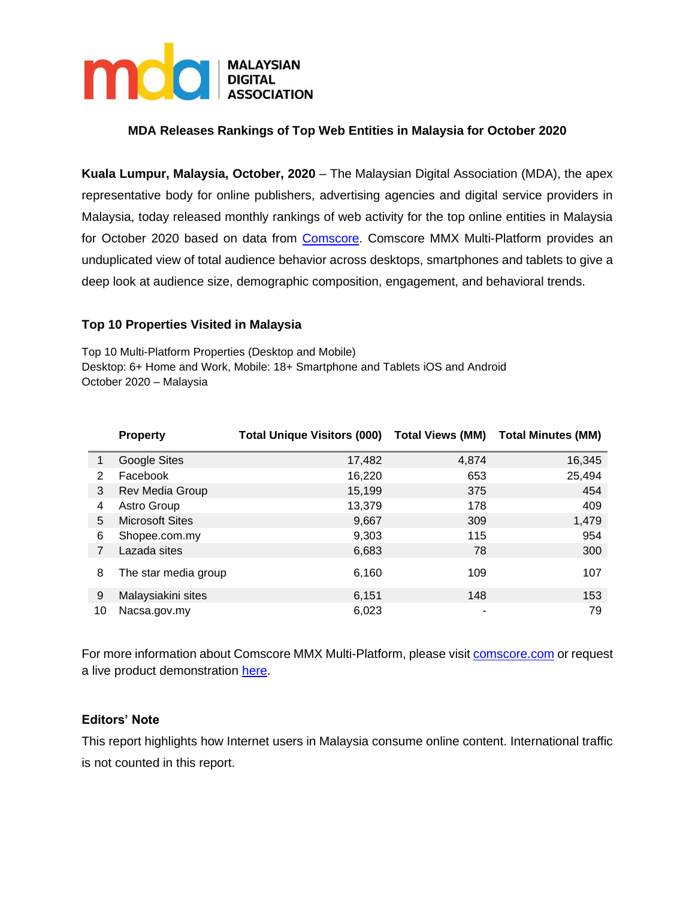**MALAYSIAN DIGITAL ASSOCIATION**

## MDA Releases Rankings of Top Web Entities in Malaysia for October 2020

**Kuala Lumpur, Malaysia, October, 2020** – The Malaysian Digital Association (MDA), the apex representative body for online publishers, advertising agencies and digital service providers in Malaysia, today released monthly rankings of web activity for the top online entities in Malaysia for October 2020 based on data from [Comscore](). Comscore MMX Multi-Platform provides an unduplicated view of total audience behavior across desktops, smartphones and tablets to give a deep look at audience size, demographic composition, engagement, and behavioral trends.

### Top 10 Properties Visited in Malaysia

Top 10 Multi-Platform Properties (Desktop and Mobile)
Desktop: 6+ Home and Work, Mobile: 18+ Smartphone and Tablets iOS and Android
October 2020 – Malaysia

| | Property | Total Unique Visitors (000) | Total Views (MM) | Total Minutes (MM) |
|---|---|---|---|---|
| 1 | Google Sites | 17,482 | 4,874 | 16,345 |
| 2 | Facebook | 16,220 | 653 | 25,494 |
| 3 | Rev Media Group | 15,199 | 375 | 454 |
| 4 | Astro Group | 13,379 | 178 | 409 |
| 5 | Microsoft Sites | 9,667 | 309 | 1,479 |
| 6 | Shopee.com.my | 9,303 | 115 | 954 |
| 7 | Lazada sites | 6,683 | 78 | 300 |
| 8 | The star media group | 6,160 | 109 | 107 |
| 9 | Malaysiakini sites | 6,151 | 148 | 153 |
| 10 | Nacsa.gov.my | 6,023 | - | 79 |

For more information about Comscore MMX Multi-Platform, please visit [comscore.com]() or request a live product demonstration [here]().

### Editors' Note

This report highlights how Internet users in Malaysia consume online content. International traffic is not counted in this report.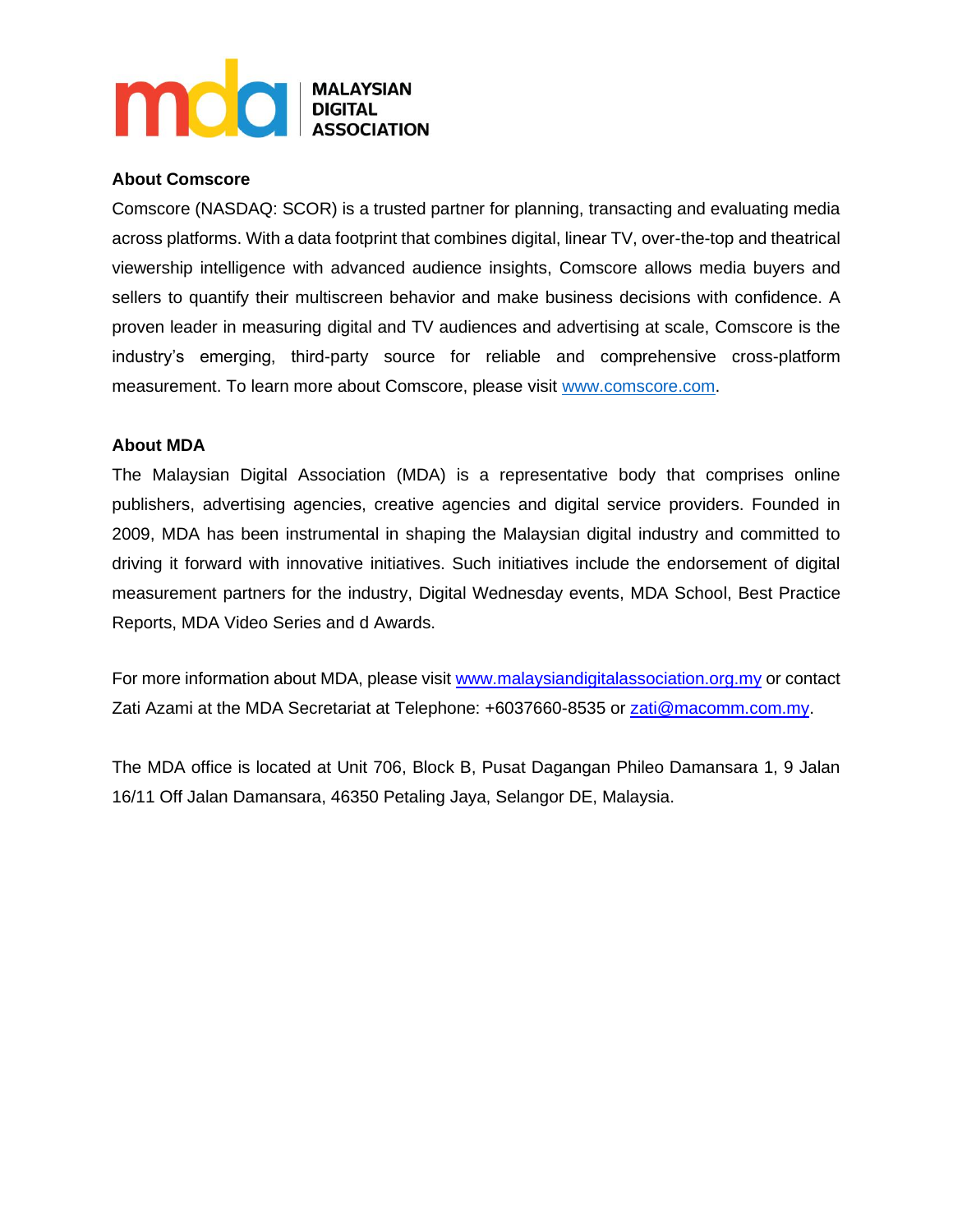MALAYSIAN DIGITAL ASSOCIATION

**About Comscore**

Comscore (NASDAQ: SCOR) is a trusted partner for planning, transacting and evaluating media across platforms. With a data footprint that combines digital, linear TV, over-the-top and theatrical viewership intelligence with advanced audience insights, Comscore allows media buyers and sellers to quantify their multiscreen behavior and make business decisions with confidence. A proven leader in measuring digital and TV audiences and advertising at scale, Comscore is the industry's emerging, third-party source for reliable and comprehensive cross-platform measurement. To learn more about Comscore, please visit www.comscore.com.

**About MDA**

The Malaysian Digital Association (MDA) is a representative body that comprises online publishers, advertising agencies, creative agencies and digital service providers. Founded in 2009, MDA has been instrumental in shaping the Malaysian digital industry and committed to driving it forward with innovative initiatives. Such initiatives include the endorsement of digital measurement partners for the industry, Digital Wednesday events, MDA School, Best Practice Reports, MDA Video Series and d Awards.

For more information about MDA, please visit www.malaysiandigitalassociation.org.my or contact Zati Azami at the MDA Secretariat at Telephone: +6037660-8535 or zati@macomm.com.my.

The MDA office is located at Unit 706, Block B, Pusat Dagangan Phileo Damansara 1, 9 Jalan 16/11 Off Jalan Damansara, 46350 Petaling Jaya, Selangor DE, Malaysia.